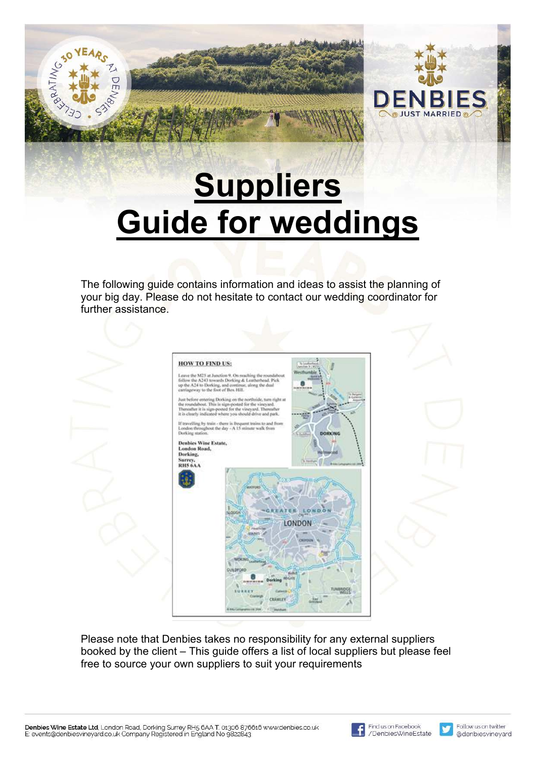# Suppliers Guide for weddings

The following guide contains information and ideas to assist the planning of your big day. Please do not hesitate to contact our wedding coordinator for further assistance.

**HOW TO FIND US:**

Leave the M25 at Junction 9. On reaching the roundabout follow the A243 towards Dorking & Leatherhead. Pick up the A24 to Dorking, and continue, along the dual carriageway to the foot of Box Hill.

Just before entering Dorking on the northside, turn right at the roundabout. This is sign-posted for the vineyard. Thereafter it is sign-posted for the vineyard. Thereafter it is clearly indicated where you should drive and park.

If travelling by train - there is frequent trains to and from London throughout the day - A 15 minute walk from Dorking station.

**Denbies Wine Estate,**
**London Road,**
**Dorking,**
**Surrey,**
**RH5 6AA**

Please note that Denbies takes no responsibility for any external suppliers booked by the client – This guide offers a list of local suppliers but please feel free to source your own suppliers to suit your requirements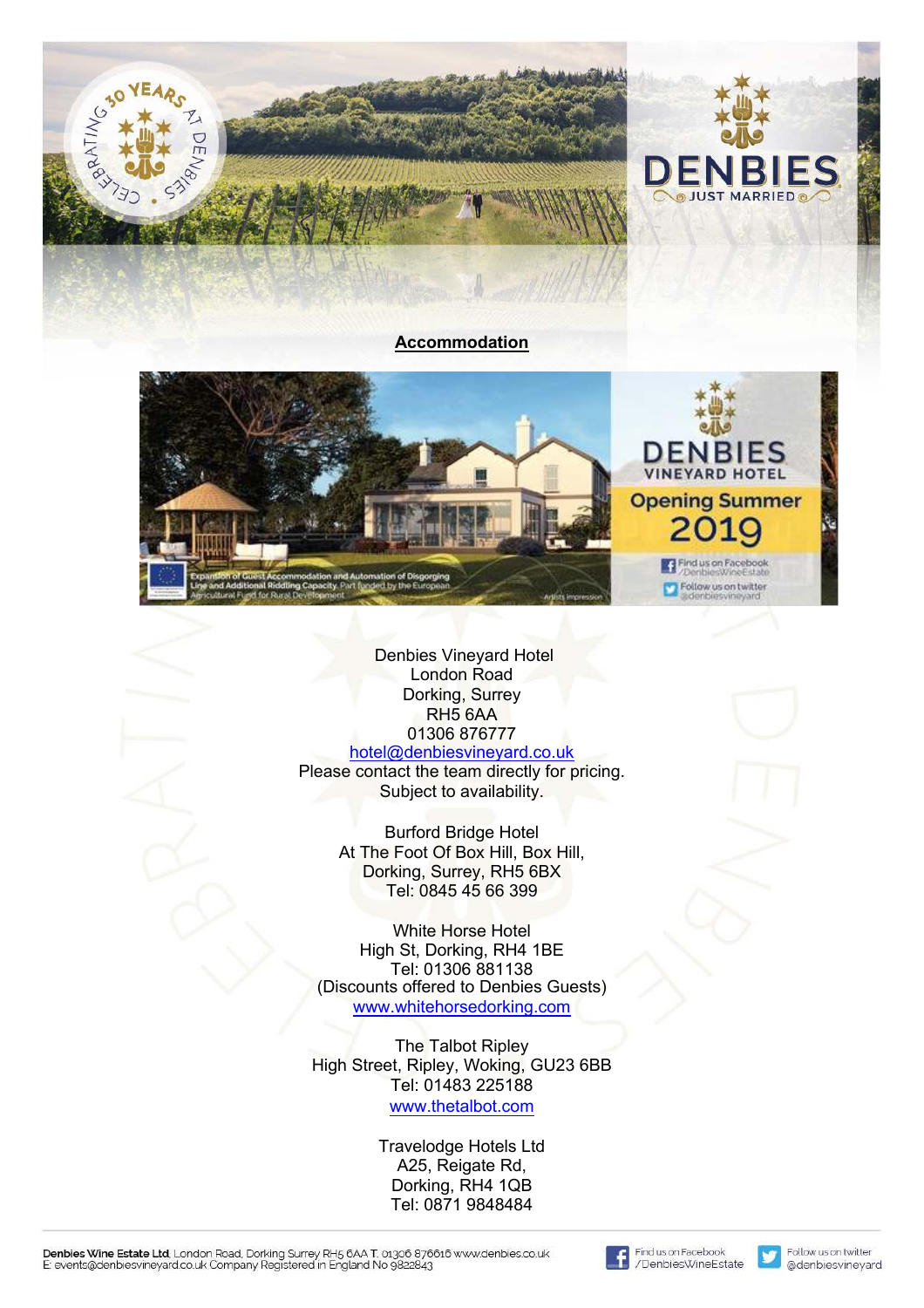## Accommodation

Denbies Vineyard Hotel
London Road
Dorking, Surrey
RH5 6AA
01306 876777
hotel@denbiesvineyard.co.uk
Please contact the team directly for pricing.
Subject to availability.

Burford Bridge Hotel
At The Foot Of Box Hill, Box Hill,
Dorking, Surrey, RH5 6BX
Tel: 0845 45 66 399

White Horse Hotel
High St, Dorking, RH4 1BE
Tel: 01306 881138
(Discounts offered to Denbies Guests)
www.whitehorsedorking.com

The Talbot Ripley
High Street, Ripley, Woking, GU23 6BB
Tel: 01483 225188
www.thetalbot.com

Travelodge Hotels Ltd
A25, Reigate Rd,
Dorking, RH4 1QB
Tel: 0871 9848484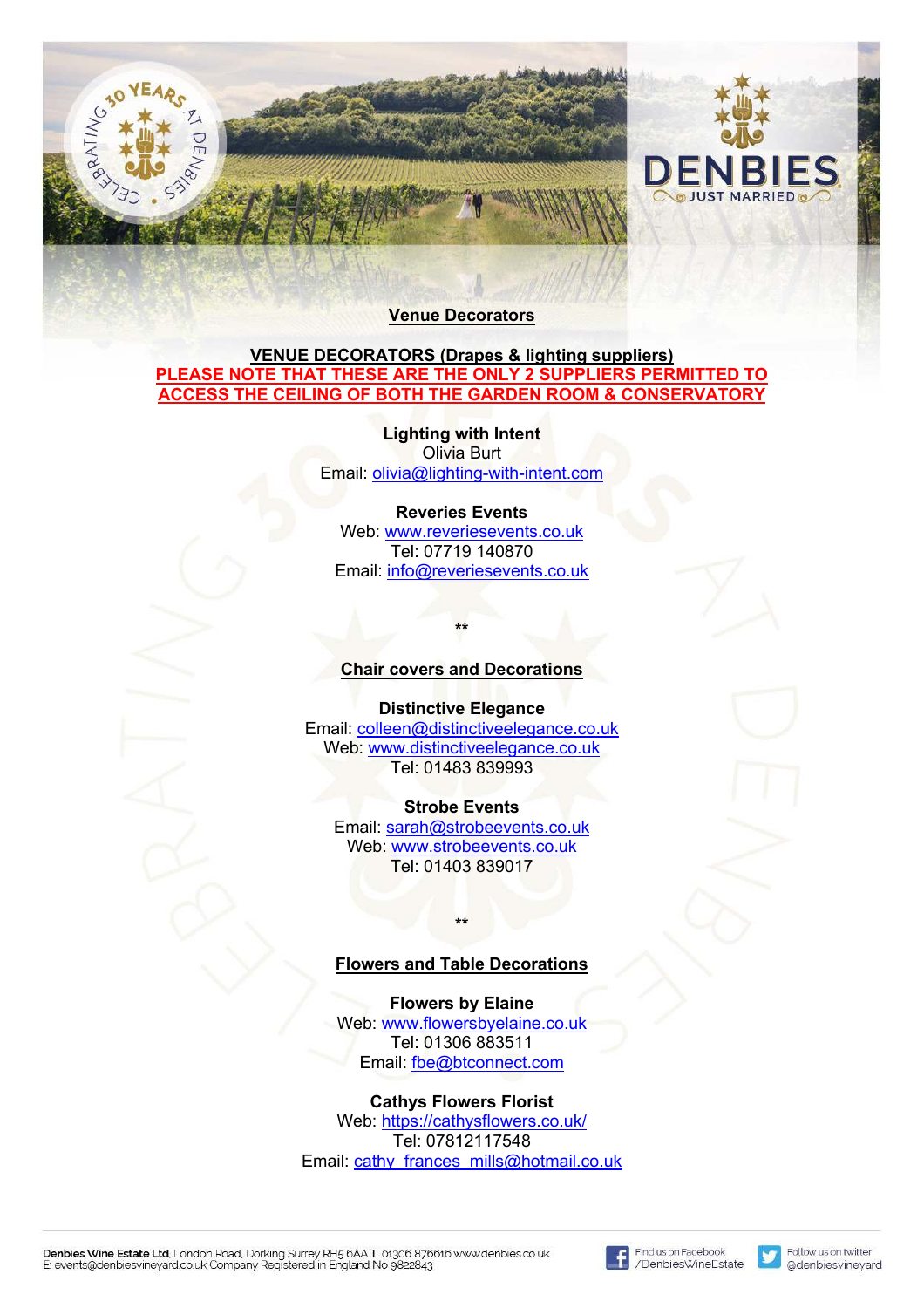## Venue Decorators

**VENUE DECORATORS (Drapes & lighting suppliers)**

**PLEASE NOTE THAT THESE ARE THE ONLY 2 SUPPLIERS PERMITTED TO ACCESS THE CEILING OF BOTH THE GARDEN ROOM & CONSERVATORY**

**Lighting with Intent**
Olivia Burt
Email: olivia@lighting-with-intent.com

**Reveries Events**
Web: www.reveriesevents.co.uk
Tel: 07719 140870
Email: info@reveriesevents.co.uk

**

## Chair covers and Decorations

**Distinctive Elegance**
Email: colleen@distinctiveelegance.co.uk
Web: www.distinctiveelegance.co.uk
Tel: 01483 839993

**Strobe Events**
Email: sarah@strobeevents.co.uk
Web: www.strobeevents.co.uk
Tel: 01403 839017

**

## Flowers and Table Decorations

**Flowers by Elaine**
Web: www.flowersbyelaine.co.uk
Tel: 01306 883511
Email: fbe@btconnect.com

**Cathys Flowers Florist**
Web: https://cathysflowers.co.uk/
Tel: 07812117548
Email: cathy_frances_mills@hotmail.co.uk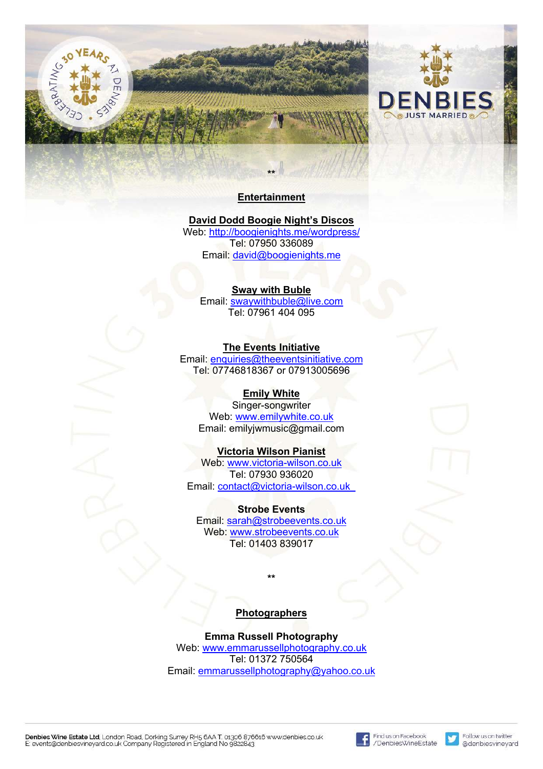**

## Entertainment

**David Dodd Boogie Night's Discos**
Web: http://boogienights.me/wordpress/
Tel: 07950 336089
Email: david@boogienights.me

**Sway with Buble**
Email: swaywithbuble@live.com
Tel: 07961 404 095

**The Events Initiative**
Email: enquiries@theeventsinitiative.com
Tel: 07746818367 or 07913005696

**Emily White**
Singer-songwriter
Web: www.emilywhite.co.uk
Email: emilyjwmusic@gmail.com

**Victoria Wilson Pianist**
Web: www.victoria-wilson.co.uk
Tel: 07930 936020
Email: contact@victoria-wilson.co.uk

**Strobe Events**
Email: sarah@strobeevents.co.uk
Web: www.strobeevents.co.uk
Tel: 01403 839017

**

## Photographers

**Emma Russell Photography**
Web: www.emmarussellphotography.co.uk
Tel: 01372 750564
Email: emmarussellphotography@yahoo.co.uk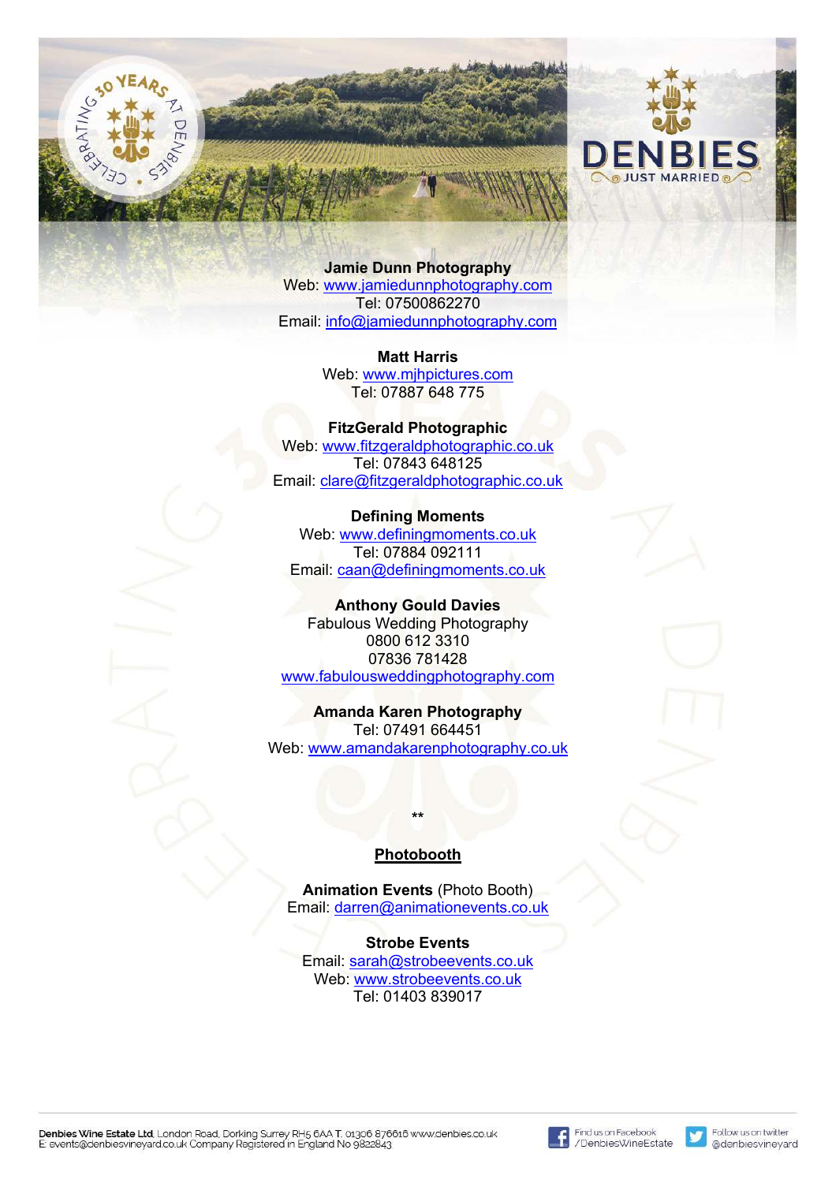**Jamie Dunn Photography**
Web: www.jamiedunnphotography.com
Tel: 07500862270
Email: info@jamiedunnphotography.com

**Matt Harris**
Web: www.mjhpictures.com
Tel: 07887 648 775

**FitzGerald Photographic**
Web: www.fitzgeraldphotographic.co.uk
Tel: 07843 648125
Email: clare@fitzgeraldphotographic.co.uk

**Defining Moments**
Web: www.definingmoments.co.uk
Tel: 07884 092111
Email: caan@definingmoments.co.uk

**Anthony Gould Davies**
Fabulous Wedding Photography
0800 612 3310
07836 781428
www.fabulousweddingphotography.com

**Amanda Karen Photography**
Tel: 07491 664451
Web: www.amandakarenphotography.co.uk

**

## Photobooth

**Animation Events** (Photo Booth)
Email: darren@animationevents.co.uk

**Strobe Events**
Email: sarah@strobeevents.co.uk
Web: www.strobeevents.co.uk
Tel: 01403 839017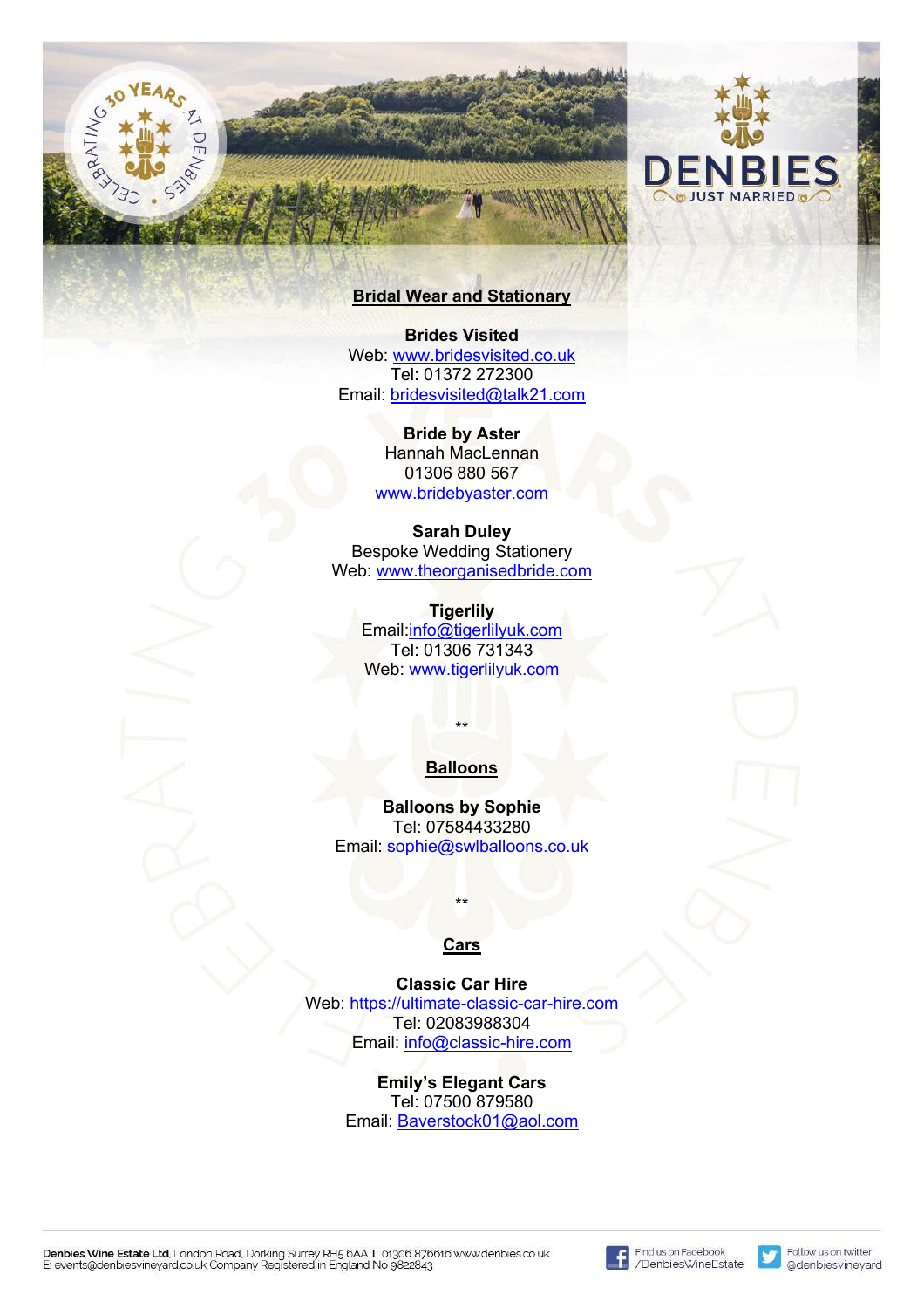## Bridal Wear and Stationary

**Brides Visited**
Web: www.bridesvisited.co.uk
Tel: 01372 272300
Email: bridesvisited@talk21.com

**Bride by Aster**
Hannah MacLennan
01306 880 567
www.bridebyaster.com

**Sarah Duley**
Bespoke Wedding Stationery
Web: www.theorganisedbride.com

**Tigerlily**
Email:info@tigerlilyuk.com
Tel: 01306 731343
Web: www.tigerlilyuk.com

**

## Balloons

**Balloons by Sophie**
Tel: 07584433280
Email: sophie@swlballoons.co.uk

**

## Cars

**Classic Car Hire**
Web: https://ultimate-classic-car-hire.com
Tel: 02083988304
Email: info@classic-hire.com

**Emily's Elegant Cars**
Tel: 07500 879580
Email: Baverstock01@aol.com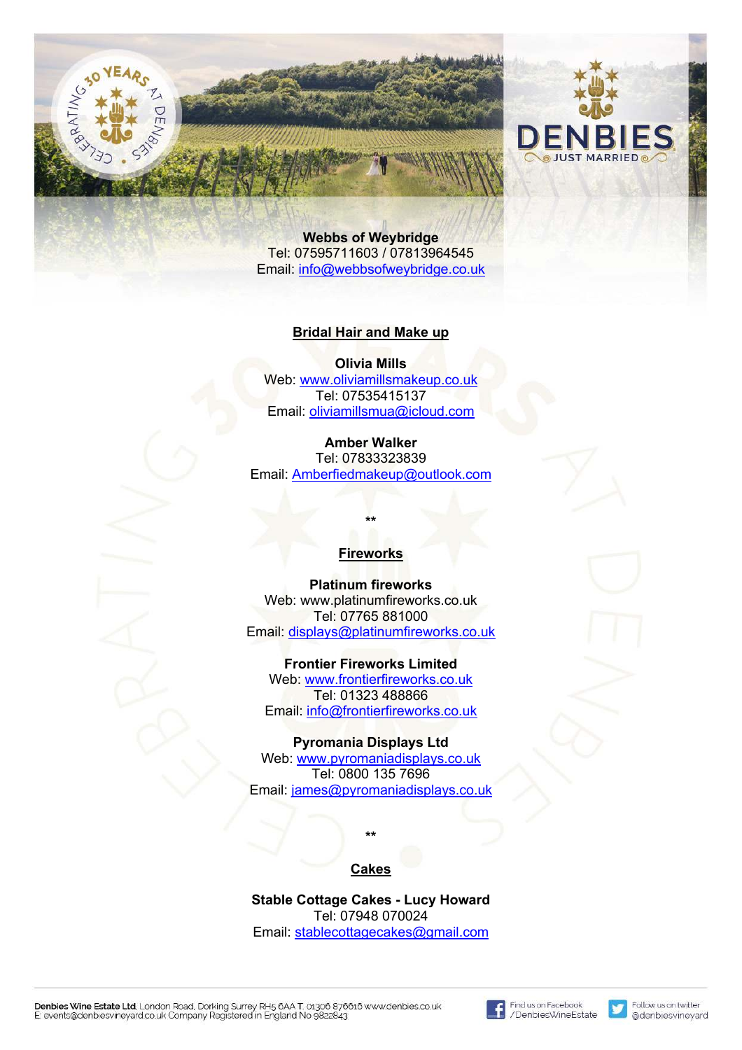**Webbs of Weybridge**
Tel: 07595711603 / 07813964545
Email: info@webbsofweybridge.co.uk

## Bridal Hair and Make up

**Olivia Mills**
Web: www.oliviamillsmakeup.co.uk
Tel: 07535415137
Email: oliviamillsmua@icloud.com

**Amber Walker**
Tel: 07833323839
Email: Amberfiedmakeup@outlook.com

**

## Fireworks

**Platinum fireworks**
Web: www.platinumfireworks.co.uk
Tel: 07765 881000
Email: displays@platinumfireworks.co.uk

**Frontier Fireworks Limited**
Web: www.frontierfireworks.co.uk
Tel: 01323 488866
Email: info@frontierfireworks.co.uk

**Pyromania Displays Ltd**
Web: www.pyromaniadisplays.co.uk
Tel: 0800 135 7696
Email: james@pyromaniadisplays.co.uk

**

## Cakes

**Stable Cottage Cakes - Lucy Howard**
Tel: 07948 070024
Email: stablecottagecakes@gmail.com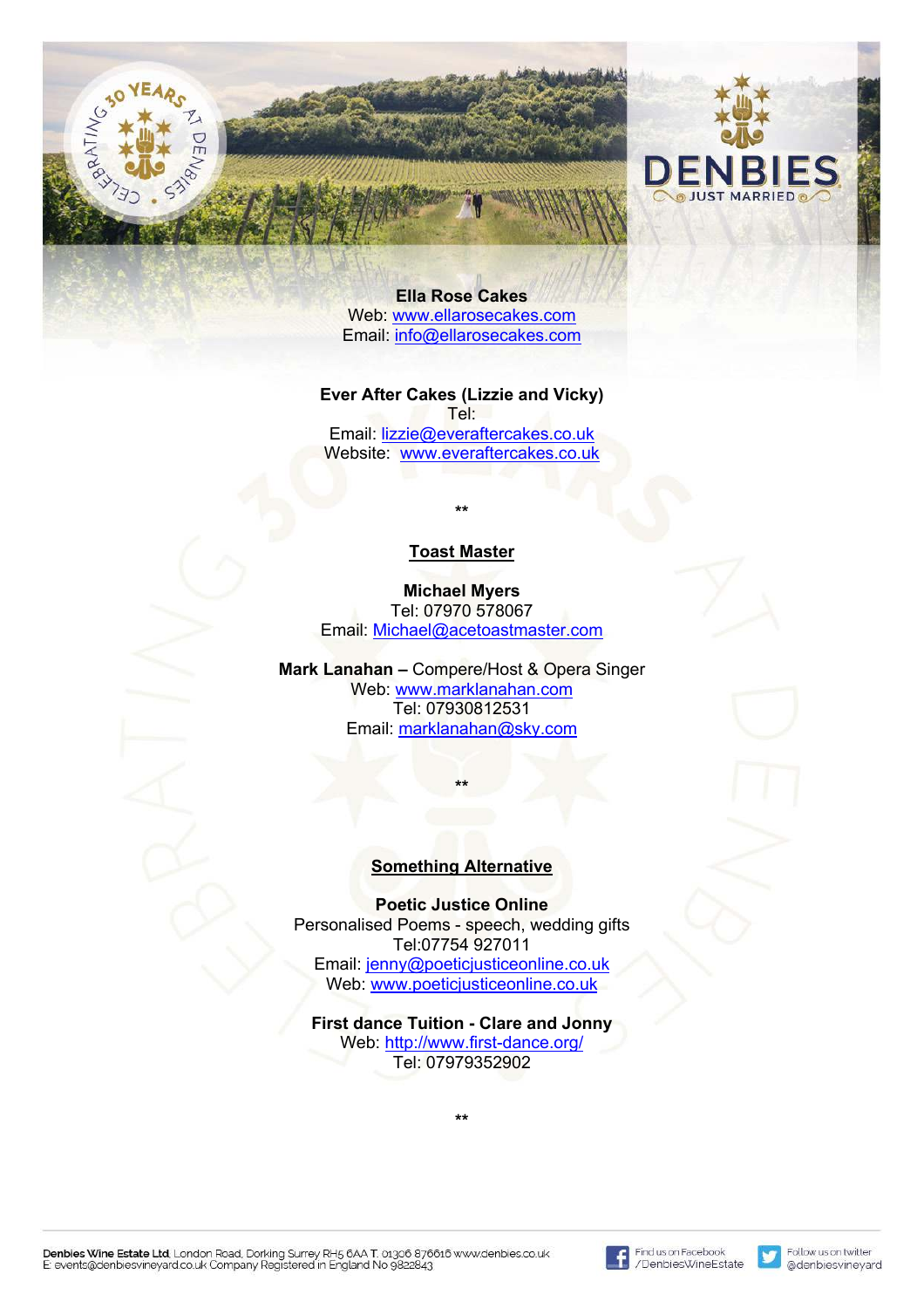**Ella Rose Cakes**
Web: www.ellarosecakes.com
Email: info@ellarosecakes.com

**Ever After Cakes (Lizzie and Vicky)**
Tel:
Email: lizzie@everaftercakes.co.uk
Website: www.everaftercakes.co.uk

**

## Toast Master

**Michael Myers**
Tel: 07970 578067
Email: Michael@acetoastmaster.com

**Mark Lanahan –** Compere/Host & Opera Singer
Web: www.marklanahan.com
Tel: 07930812531
Email: marklanahan@sky.com

**

## Something Alternative

**Poetic Justice Online**
Personalised Poems - speech, wedding gifts
Tel:07754 927011
Email: jenny@poeticjusticeonline.co.uk
Web: www.poeticjusticeonline.co.uk

**First dance Tuition - Clare and Jonny**
Web: http://www.first-dance.org/
Tel: 07979352902

**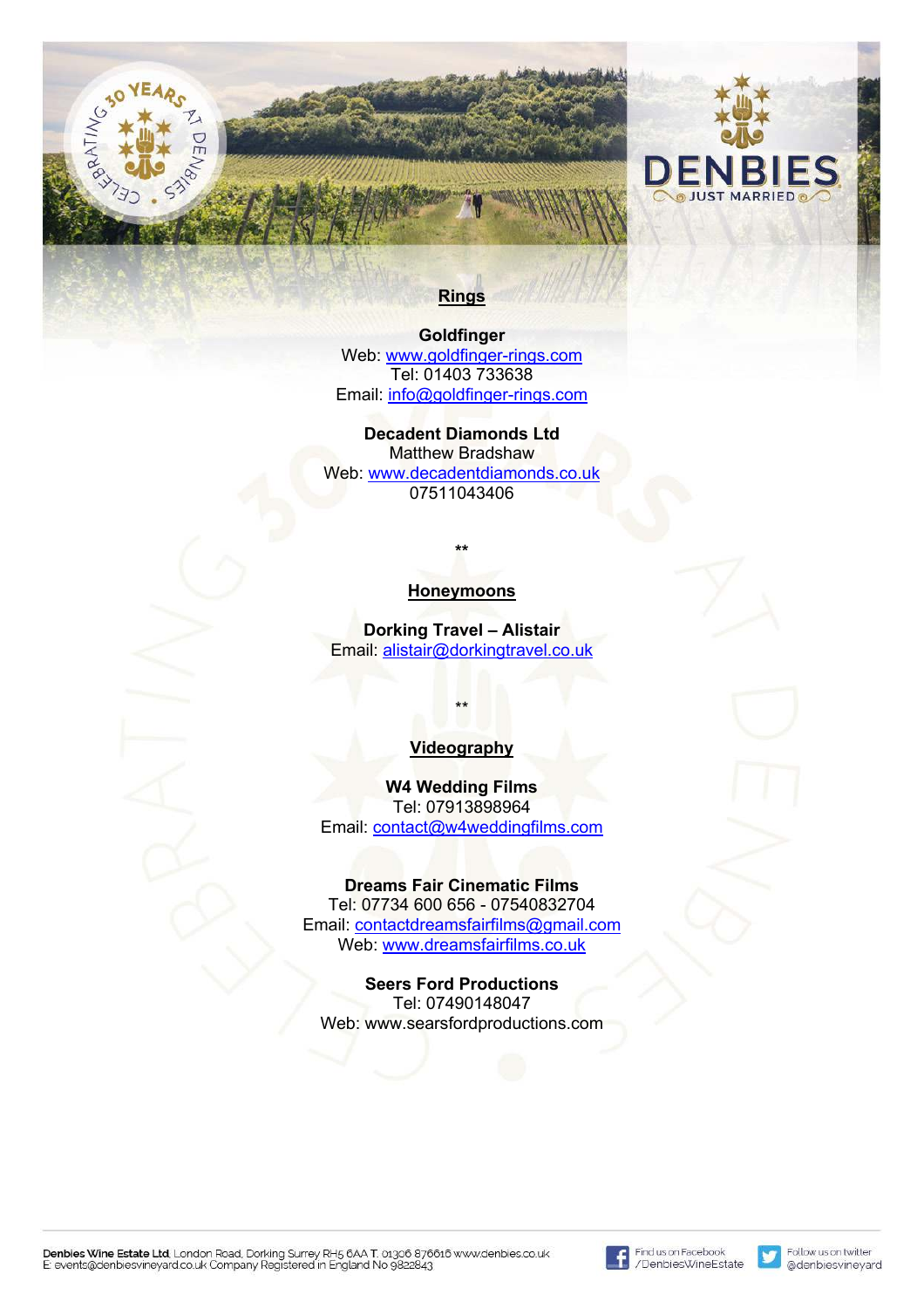## Rings

**Goldfinger**
Web: www.goldfinger-rings.com
Tel: 01403 733638
Email: info@goldfinger-rings.com

**Decadent Diamonds Ltd**
Matthew Bradshaw
Web: www.decadentdiamonds.co.uk
07511043406

**

## Honeymoons

**Dorking Travel – Alistair**
Email: alistair@dorkingtravel.co.uk

**

## Videography

**W4 Wedding Films**
Tel: 07913898964
Email: contact@w4weddingfilms.com

**Dreams Fair Cinematic Films**
Tel: 07734 600 656 - 07540832704
Email: contactdreamsfairfilms@gmail.com
Web: www.dreamsfairfilms.co.uk

**Seers Ford Productions**
Tel: 07490148047
Web: www.searsfordproductions.com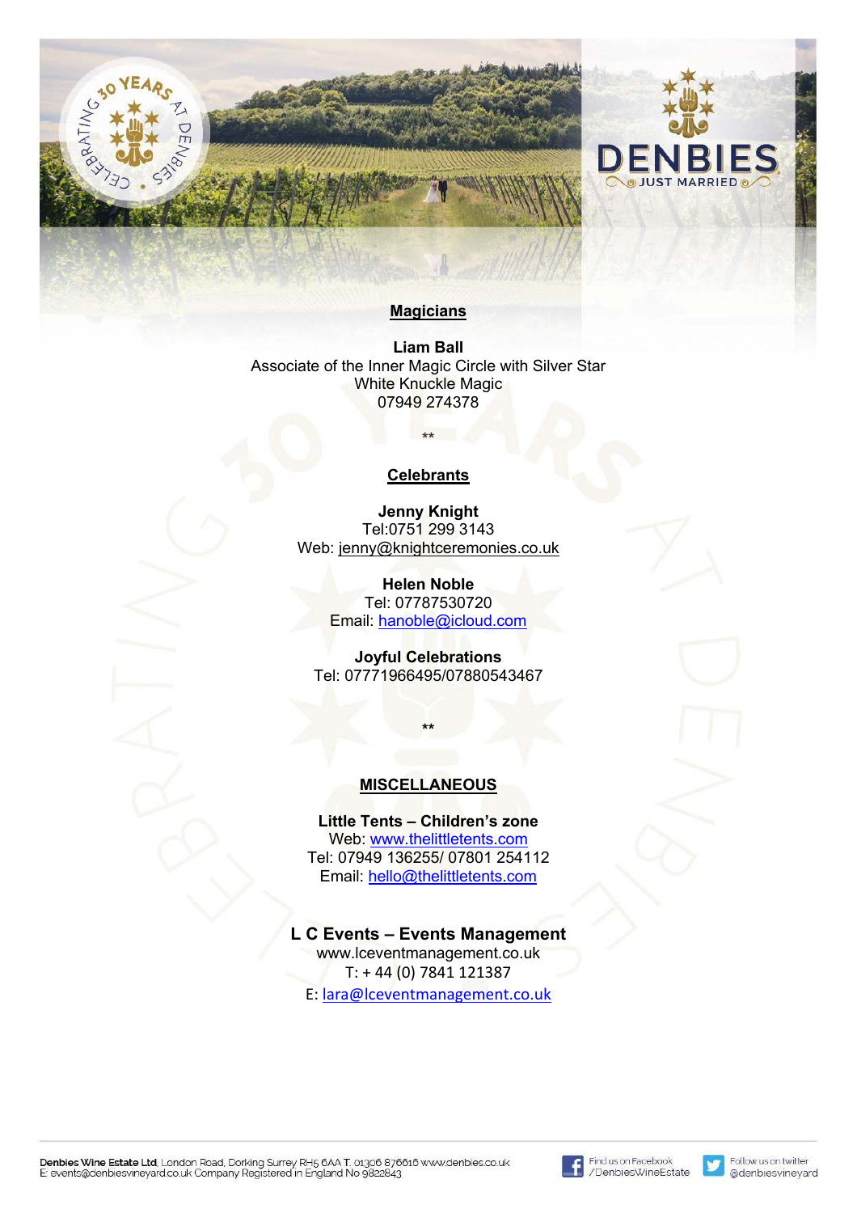## Magicians

**Liam Ball**
Associate of the Inner Magic Circle with Silver Star
White Knuckle Magic
07949 274378

**

## Celebrants

**Jenny Knight**
Tel:0751 299 3143
Web: jenny@knightceremonies.co.uk

**Helen Noble**
Tel: 07787530720
Email: hanoble@icloud.com

**Joyful Celebrations**
Tel: 07771966495/07880543467

**

## MISCELLANEOUS

**Little Tents – Children's zone**
Web: www.thelittletents.com
Tel: 07949 136255/ 07801 254112
Email: hello@thelittletents.com

**L C Events – Events Management**
www.lceventmanagement.co.uk
T: + 44 (0) 7841 121387
E: lara@lceventmanagement.co.uk